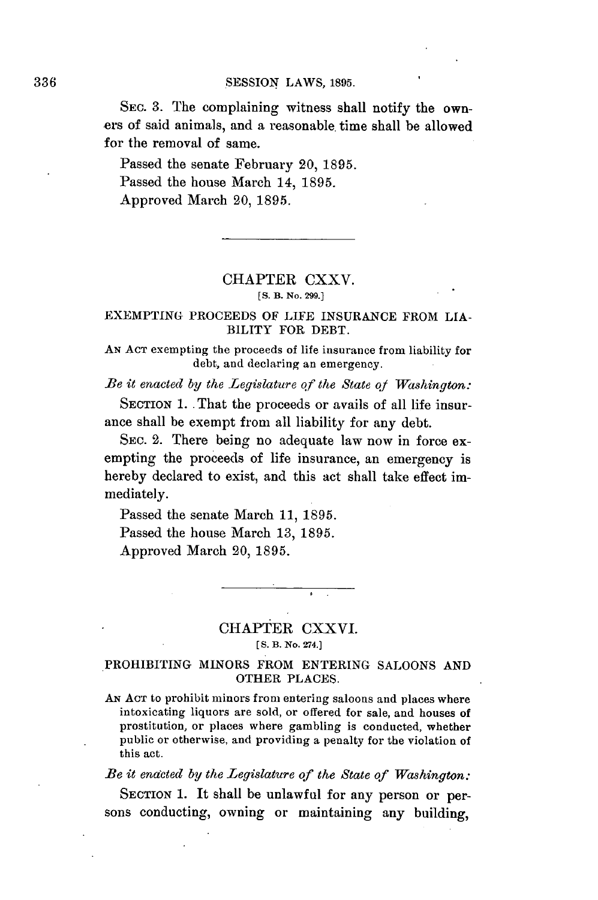SEC. 3. The complaining witness shall notify the owners of said animals, and a reasonable time shall be allowed for the removal of same.

Passed the senate February 20, 1895.

Passed the house March 14, 1895.

Approved March 20, 1895.

---

## CHAPTER CXXV.

[S. B. No. 299.]

### EXEMPTING PROCEEDS OF LIFE INSURANCE FROM LIABILITY FOR DEBT.

AN ACT exempting the proceeds of life insurance from liability for debt, and declaring an emergency.

*Be it enacted by the Legislature of the State of Washington:*

SECTION 1. That the proceeds or avails of all life insurance shall be exempt from all liability for any debt.

SEC. 2. There being no adequate law now in force exempting the proceeds of life insurance, an emergency is hereby declared to exist, and this act shall take effect immediately.

Passed the senate March 11, 1895.

Passed the house March 13, 1895.

Approved March 20, 1895.

---

## CHAPTER CXXVI.

[S. B. No. 274.]

### PROHIBITING MINORS FROM ENTERING SALOONS AND OTHER PLACES.

AN ACT to prohibit minors from entering saloons and places where intoxicating liquors are sold, or offered for sale, and houses of prostitution, or places where gambling is conducted, whether public or otherwise, and providing a penalty for the violation of this act.

*Be it enacted by the Legislature of the State of Washington:*

SECTION 1. It shall be unlawful for any person or persons conducting, owning or maintaining any building,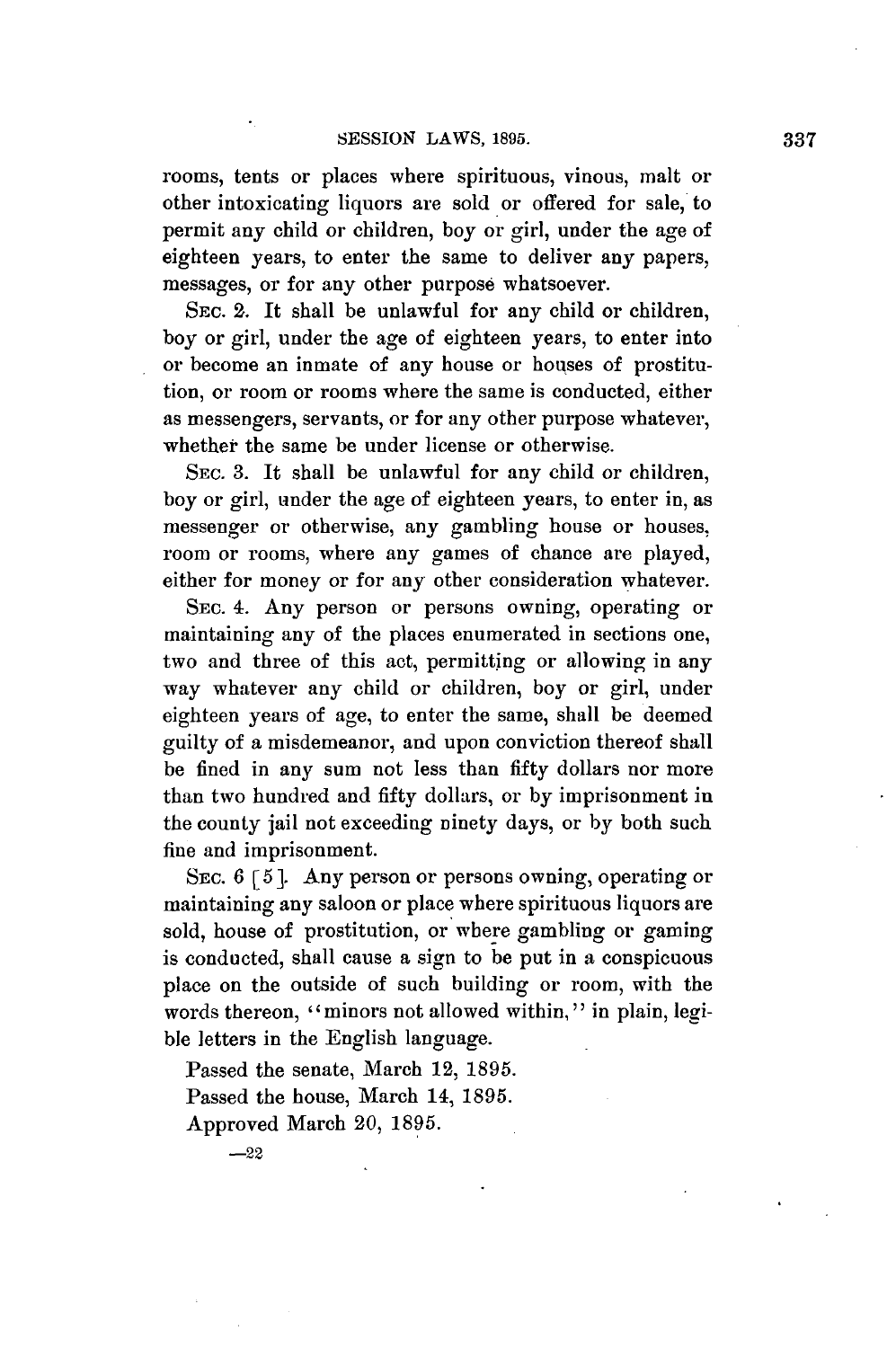rooms, tents or places where spirituous, vinous, malt or other intoxicating liquors are sold or offered for sale, to permit any child or children, boy or girl, under the age of eighteen years, to enter the same to deliver any papers, messages, or for any other purpose whatsoever.

SEC. 2. It shall be unlawful for any child or children, boy or girl, under the age of eighteen years, to enter into or become an inmate of any house or houses of prostitution, or room or rooms where the same is conducted, either as messengers, servants, or for any other purpose whatever, whether the same be under license or otherwise.

SEC. 3. It shall be unlawful for any child or children, boy or girl, under the age of eighteen years, to enter in, as messenger or otherwise, any gambling house or houses, room or rooms, where any games of chance are played, either for money or for any other consideration whatever.

SEC. 4. Any person or persons owning, operating or maintaining any of the places enumerated in sections one, two and three of this act, permitting or allowing in any way whatever any child or children, boy or girl, under eighteen years of age, to enter the same, shall be deemed guilty of a misdemeanor, and upon conviction thereof shall be fined in any sum not less than fifty dollars nor more than two hundred and fifty dollars, or by imprisonment in the county jail not exceeding ninety days, or by both such fine and imprisonment.

SEC. 6 [5]. Any person or persons owning, operating or maintaining any saloon or place where spirituous liquors are sold, house of prostitution, or where gambling or gaming is conducted, shall cause a sign to be put in a conspicuous place on the outside of such building or room, with the words thereon, "minors not allowed within," in plain, legible letters in the English language.

Passed the senate, March 12, 1895.

Passed the house, March 14, 1895.

Approved March 20, 1895.